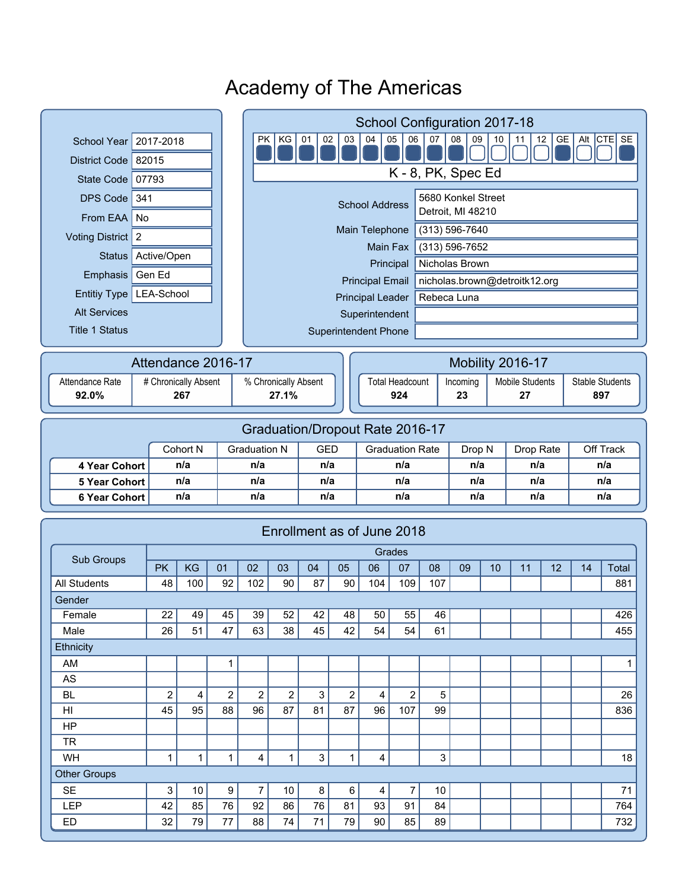# Academy of The Americas

| | |
|---|---|
| School Year | 2017-2018 |
| District Code | 82015 |
| State Code | 07793 |
| DPS Code | 341 |
| From EAA | No |
| Voting District | 2 |
| Status | Active/Open |
| Emphasis | Gen Ed |
| Entitiy Type | LEA-School |
| Alt Services | |
| Title 1 Status | |

## School Configuration 2017-18

| PK | KG | 01 | 02 | 03 | 04 | 05 | 06 | 07 | 08 | 09 | 10 | 11 | 12 | GE | Alt | CTE | SE |
|---|---|---|---|---|---|---|---|---|---|---|---|---|---|---|---|---|---|
| ■ | ■ | ■ | ■ | ■ | ■ | ■ | ■ | ■ | ■ | □ | □ | □ | □ | ■ | □ | □ | ■ |

K - 8, PK, Spec Ed

| | |
|---|---|
| School Address | 5680 Konkel Street<br>Detroit, MI 48210 |
| Main Telephone | (313) 596-7640 |
| Main Fax | (313) 596-7652 |
| Principal | Nicholas Brown |
| Principal Email | nicholas.brown@detroitk12.org |
| Principal Leader | Rebeca Luna |
| Superintendent | |
| Superintendent Phone | |

## Attendance 2016-17

| Attendance Rate | # Chronically Absent | % Chronically Absent |
|---|---|---|
| 92.0% | 267 | 27.1% |

## Mobility 2016-17

| Total Headcount | Incoming | Mobile Students | Stable Students |
|---|---|---|---|
| 924 | 23 | 27 | 897 |

## Graduation/Dropout Rate 2016-17

| | Cohort N | Graduation N | GED | Graduation Rate | Drop N | Drop Rate | Off Track |
|---|---|---|---|---|---|---|---|
| **4 Year Cohort** | n/a | n/a | n/a | n/a | n/a | n/a | n/a |
| **5 Year Cohort** | n/a | n/a | n/a | n/a | n/a | n/a | n/a |
| **6 Year Cohort** | n/a | n/a | n/a | n/a | n/a | n/a | n/a |

## Enrollment as of June 2018

| Sub Groups | Grades | | | | | | | | | | | | | | |
|---|---|---|---|---|---|---|---|---|---|---|---|---|---|---|---|
| | PK | KG | 01 | 02 | 03 | 04 | 05 | 06 | 07 | 08 | 09 | 10 | 11 | 12 | 14 | Total |
| All Students | 48 | 100 | 92 | 102 | 90 | 87 | 90 | 104 | 109 | 107 | | | | | | 881 |
| Gender | | | | | | | | | | | | | | | | |
| Female | 22 | 49 | 45 | 39 | 52 | 42 | 48 | 50 | 55 | 46 | | | | | | 426 |
| Male | 26 | 51 | 47 | 63 | 38 | 45 | 42 | 54 | 54 | 61 | | | | | | 455 |
| Ethnicity | | | | | | | | | | | | | | | | |
| AM | | | 1 | | | | | | | | | | | | | 1 |
| AS | | | | | | | | | | | | | | | | |
| BL | 2 | 4 | 2 | 2 | 2 | 3 | 2 | 4 | 2 | 5 | | | | | | 26 |
| HI | 45 | 95 | 88 | 96 | 87 | 81 | 87 | 96 | 107 | 99 | | | | | | 836 |
| HP | | | | | | | | | | | | | | | | |
| TR | | | | | | | | | | | | | | | | |
| WH | 1 | 1 | 1 | 4 | 1 | 3 | 1 | 4 | | 3 | | | | | | 18 |
| Other Groups | | | | | | | | | | | | | | | | |
| SE | 3 | 10 | 9 | 7 | 10 | 8 | 6 | 4 | 7 | 10 | | | | | | 71 |
| LEP | 42 | 85 | 76 | 92 | 86 | 76 | 81 | 93 | 91 | 84 | | | | | | 764 |
| ED | 32 | 79 | 77 | 88 | 74 | 71 | 79 | 90 | 85 | 89 | | | | | | 732 |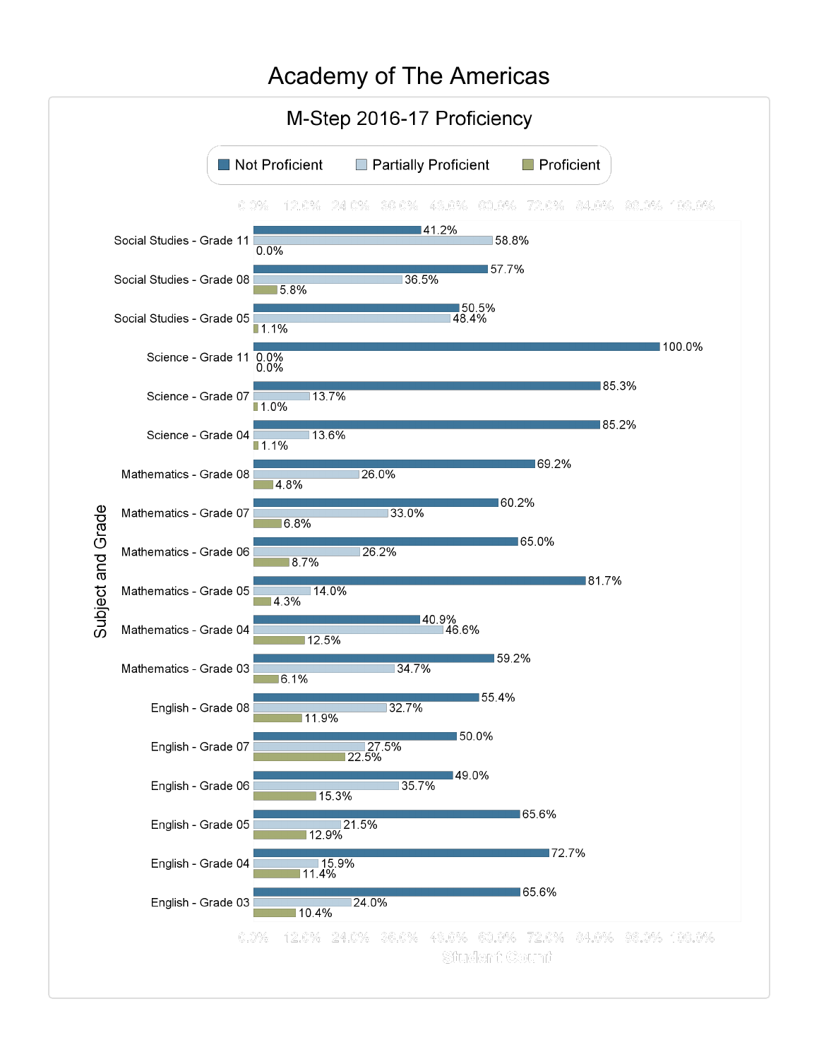# Academy of The Americas

## M-Step 2016-17 Proficiency

| Subject and Grade | Not Proficient | Partially Proficient | Proficient |
|---|---|---|---|
| Social Studies - Grade 11 | 41.2% | 58.8% | 0.0% |
| Social Studies - Grade 08 | 57.7% | 36.5% | 5.8% |
| Social Studies - Grade 05 | 50.5% | 48.4% | 1.1% |
| Science - Grade 11 | 100.0% | 0.0% | 0.0% |
| Science - Grade 07 | 85.3% | 13.7% | 1.0% |
| Science - Grade 04 | 85.2% | 13.6% | 1.1% |
| Mathematics - Grade 08 | 69.2% | 26.0% | 4.8% |
| Mathematics - Grade 07 | 60.2% | 33.0% | 6.8% |
| Mathematics - Grade 06 | 65.0% | 26.2% | 8.7% |
| Mathematics - Grade 05 | 81.7% | 14.0% | 4.3% |
| Mathematics - Grade 04 | 40.9% | 46.6% | 12.5% |
| Mathematics - Grade 03 | 59.2% | 34.7% | 6.1% |
| English - Grade 08 | 55.4% | 32.7% | 11.9% |
| English - Grade 07 | 50.0% | 27.5% | 22.5% |
| English - Grade 06 | 49.0% | 35.7% | 15.3% |
| English - Grade 05 | 65.6% | 21.5% | 12.9% |
| English - Grade 04 | 72.7% | 15.9% | 11.4% |
| English - Grade 03 | 65.6% | 24.0% | 10.4% |

Student Count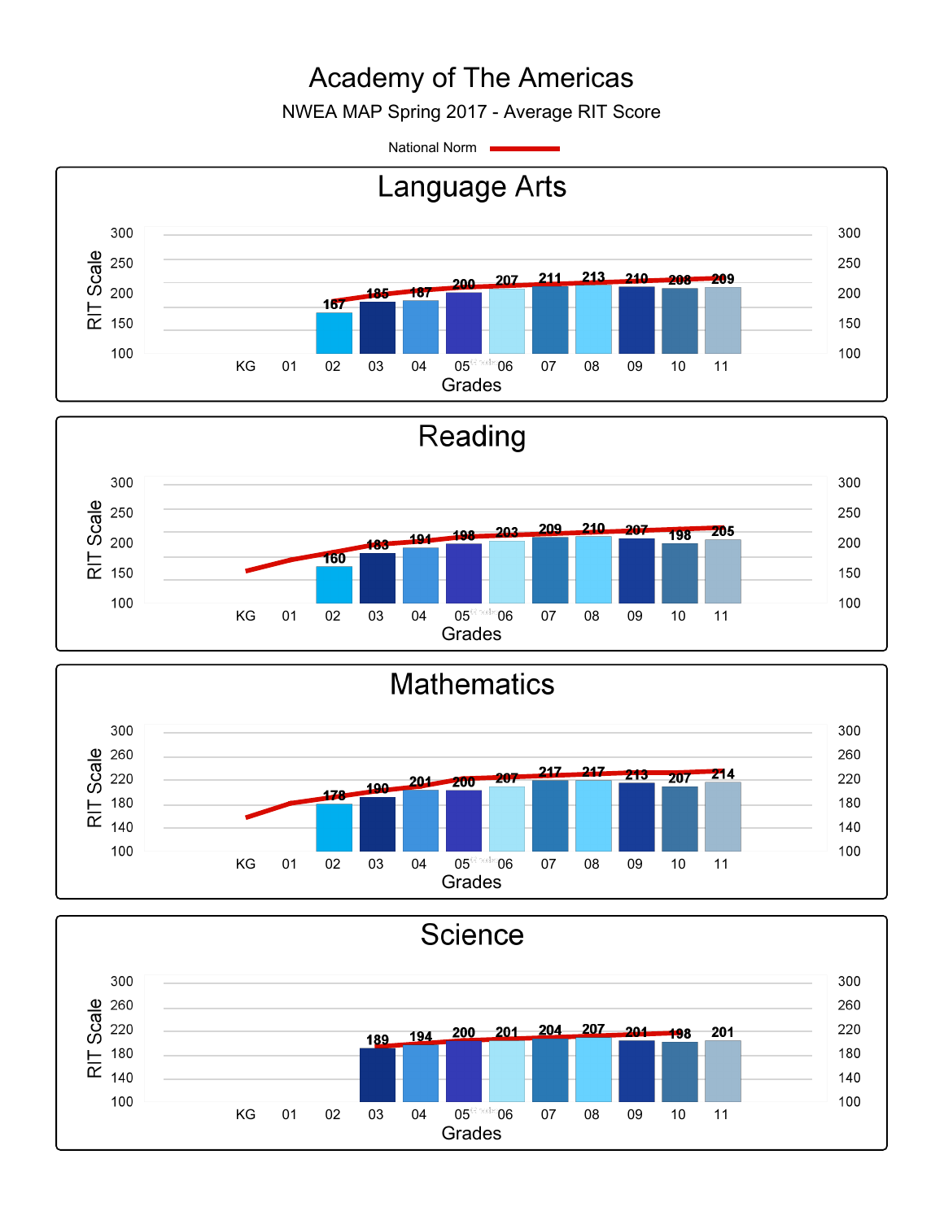# Academy of The Americas

NWEA MAP Spring 2017 - Average RIT Score

National Norm

## Language Arts

| Grade | KG | 01 | 02 | 03 | 04 | 05 | 06 | 07 | 08 | 09 | 10 | 11 |
|---|---|---|---|---|---|---|---|---|---|---|---|---|
| Average RIT Score | | | 167 | 185 | 187 | 200 | 207 | 211 | 213 | 210 | 208 | 209 |

## Reading

| Grade | KG | 01 | 02 | 03 | 04 | 05 | 06 | 07 | 08 | 09 | 10 | 11 |
|---|---|---|---|---|---|---|---|---|---|---|---|---|
| Average RIT Score | | | 160 | 183 | 191 | 198 | 203 | 209 | 210 | 207 | 198 | 205 |

## Mathematics

| Grade | KG | 01 | 02 | 03 | 04 | 05 | 06 | 07 | 08 | 09 | 10 | 11 |
|---|---|---|---|---|---|---|---|---|---|---|---|---|
| Average RIT Score | | | 178 | 190 | 201 | 200 | 207 | 217 | 217 | 213 | 207 | 214 |

## Science

| Grade | KG | 01 | 02 | 03 | 04 | 05 | 06 | 07 | 08 | 09 | 10 | 11 |
|---|---|---|---|---|---|---|---|---|---|---|---|---|
| Average RIT Score | | | | 189 | 194 | 200 | 201 | 204 | 207 | 201 | 198 | 201 |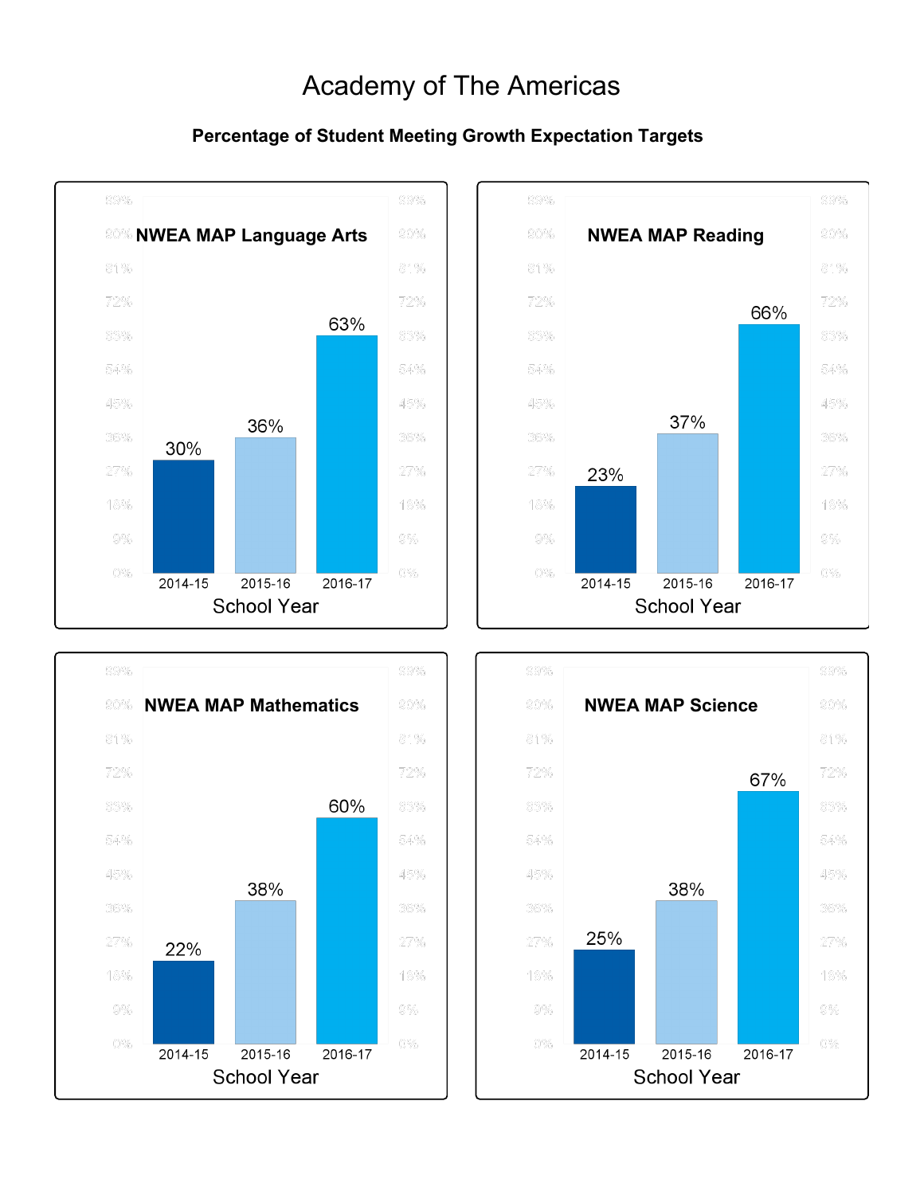# Academy of The Americas

**Percentage of Student Meeting Growth Expectation Targets**

**NWEA MAP Language Arts**

30%
36%
63%

2014-15
2015-16
2016-17

School Year

**NWEA MAP Reading**

23%
37%
66%

2014-15
2015-16
2016-17

School Year

**NWEA MAP Mathematics**

22%
38%
60%

2014-15
2015-16
2016-17

School Year

**NWEA MAP Science**

25%
38%
67%

2014-15
2015-16
2016-17

School Year